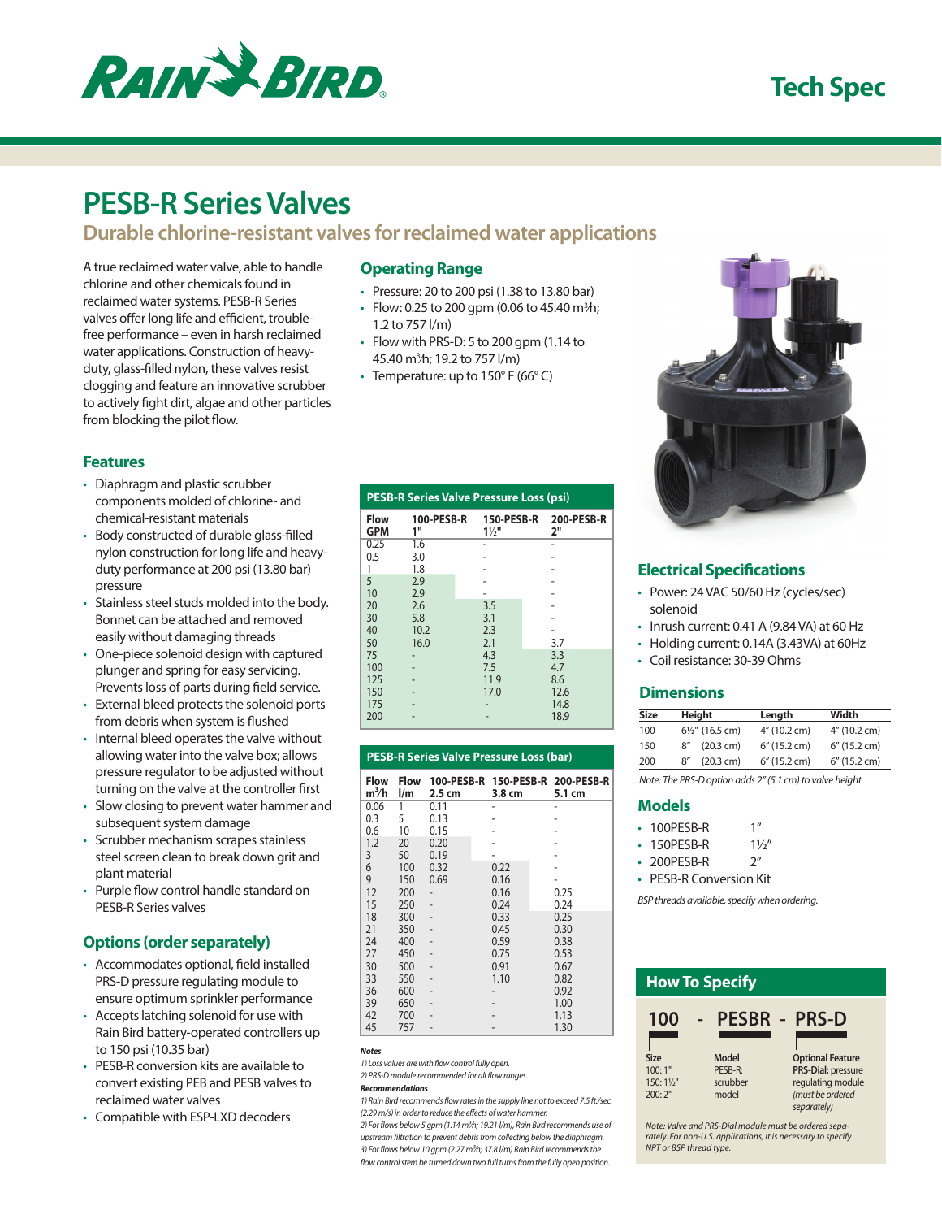# PESB-R Series Valves

## Durable chlorine-resistant valves for reclaimed water applications

A true reclaimed water valve, able to handle chlorine and other chemicals found in reclaimed water systems. PESB-R Series valves offer long life and efficient, trouble-free performance – even in harsh reclaimed water applications. Construction of heavy-duty, glass-filled nylon, these valves resist clogging and feature an innovative scrubber to actively fight dirt, algae and other particles from blocking the pilot flow.

### Operating Range

- Pressure: 20 to 200 psi (1.38 to 13.80 bar)
- Flow: 0.25 to 200 gpm (0.06 to 45.40 m³/h; 1.2 to 757 l/m)
- Flow with PRS-D: 5 to 200 gpm (1.14 to 45.40 m³/h; 19.2 to 757 l/m)
- Temperature: up to 150° F (66° C)

### Features

- Diaphragm and plastic scrubber components molded of chlorine- and chemical-resistant materials
- Body constructed of durable glass-filled nylon construction for long life and heavy-duty performance at 200 psi (13.80 bar) pressure
- Stainless steel studs molded into the body. Bonnet can be attached and removed easily without damaging threads
- One-piece solenoid design with captured plunger and spring for easy servicing. Prevents loss of parts during field service.
- External bleed protects the solenoid ports from debris when system is flushed
- Internal bleed operates the valve without allowing water into the valve box; allows pressure regulator to be adjusted without turning on the valve at the controller first
- Slow closing to prevent water hammer and subsequent system damage
- Scrubber mechanism scrapes stainless steel screen clean to break down grit and plant material
- Purple flow control handle standard on PESB-R Series valves

### Options (order separately)

- Accommodates optional, field installed PRS-D pressure regulating module to ensure optimum sprinkler performance
- Accepts latching solenoid for use with Rain Bird battery-operated controllers up to 150 psi (10.35 bar)
- PESB-R conversion kits are available to convert existing PEB and PESB valves to reclaimed water valves
- Compatible with ESP-LXD decoders

### PESB-R Series Valve Pressure Loss (psi)

| Flow GPM | 100-PESB-R 1" | 150-PESB-R 1½" | 200-PESB-R 2" |
|---|---|---|---|
| 0.25 | 1.6 | - | - |
| 0.5 | 3.0 | - | - |
| 1 | 1.8 | - | - |
| 5 | 2.9 | - | - |
| 10 | 2.9 | - | - |
| 20 | 2.6 | 3.5 | - |
| 30 | 5.8 | 3.1 | - |
| 40 | 10.2 | 2.3 | - |
| 50 | 16.0 | 2.1 | 3.7 |
| 75 | - | 4.3 | 3.3 |
| 100 | - | 7.5 | 4.7 |
| 125 | - | 11.9 | 8.6 |
| 150 | - | 17.0 | 12.6 |
| 175 | - | - | 14.8 |
| 200 | - | - | 18.9 |

### PESB-R Series Valve Pressure Loss (bar)

| Flow m³/h | Flow l/m | 100-PESB-R 2.5 cm | 150-PESB-R 3.8 cm | 200-PESB-R 5.1 cm |
|---|---|---|---|---|
| 0.06 | 1 | 0.11 | - | - |
| 0.3 | 5 | 0.13 | - | - |
| 0.6 | 10 | 0.15 | - | - |
| 1.2 | 20 | 0.20 | - | - |
| 3 | 50 | 0.19 | - | - |
| 6 | 100 | 0.32 | 0.22 | - |
| 9 | 150 | 0.69 | 0.16 | - |
| 12 | 200 | - | 0.16 | 0.25 |
| 15 | 250 | - | 0.24 | 0.24 |
| 18 | 300 | - | 0.33 | 0.25 |
| 21 | 350 | - | 0.45 | 0.30 |
| 24 | 400 | - | 0.59 | 0.38 |
| 27 | 450 | - | 0.75 | 0.53 |
| 30 | 500 | - | 0.91 | 0.67 |
| 33 | 550 | - | 1.10 | 0.82 |
| 36 | 600 | - | - | 0.92 |
| 39 | 650 | - | - | 1.00 |
| 42 | 700 | - | - | 1.13 |
| 45 | 757 | - | - | 1.30 |

***Notes***

*1) Loss values are with flow control fully open.*

*2) PRS-D module recommended for all flow ranges.*

***Recommendations***

*1) Rain Bird recommends flow rates in the supply line not to exceed 7.5 ft./sec. (2.29 m/s) in order to reduce the effects of water hammer.*

*2) For flows below 5 gpm (1.14 m³/h; 19.21 l/m), Rain Bird recommends use of upstream filtration to prevent debris from collecting below the diaphragm.*

*3) For flows below 10 gpm (2.27 m³/h; 37.8 l/m) Rain Bird recommends the flow control stem be turned down two full turns from the fully open position.*

### Electrical Specifications

- Power: 24 VAC 50/60 Hz (cycles/sec) solenoid
- Inrush current: 0.41 A (9.84 VA) at 60 Hz
- Holding current: 0.14A (3.43VA) at 60Hz
- Coil resistance: 30-39 Ohms

### Dimensions

| Size | Height | Length | Width |
|---|---|---|---|
| 100 | 6½" (16.5 cm) | 4" (10.2 cm) | 4" (10.2 cm) |
| 150 | 8" (20.3 cm) | 6" (15.2 cm) | 6" (15.2 cm) |
| 200 | 8" (20.3 cm) | 6" (15.2 cm) | 6" (15.2 cm) |

*Note: The PRS-D option adds 2" (5.1 cm) to valve height.*

### Models

- 100PESB-R 1"
- 150PESB-R 1½"
- 200PESB-R 2"
- PESB-R Conversion Kit

*BSP threads available, specify when ordering.*

### How To Specify

**100 - PESBR - PRS-D**

| Size | Model | Optional Feature |
|---|---|---|
| 100: 1"<br>150: 1½"<br>200: 2" | PESB-R: scrubber model | **PRS-Dial:** pressure regulating module *(must be ordered separately)* |

*Note: Valve and PRS-Dial module must be ordered separately. For non-U.S. applications, it is necessary to specify NPT or BSP thread type.*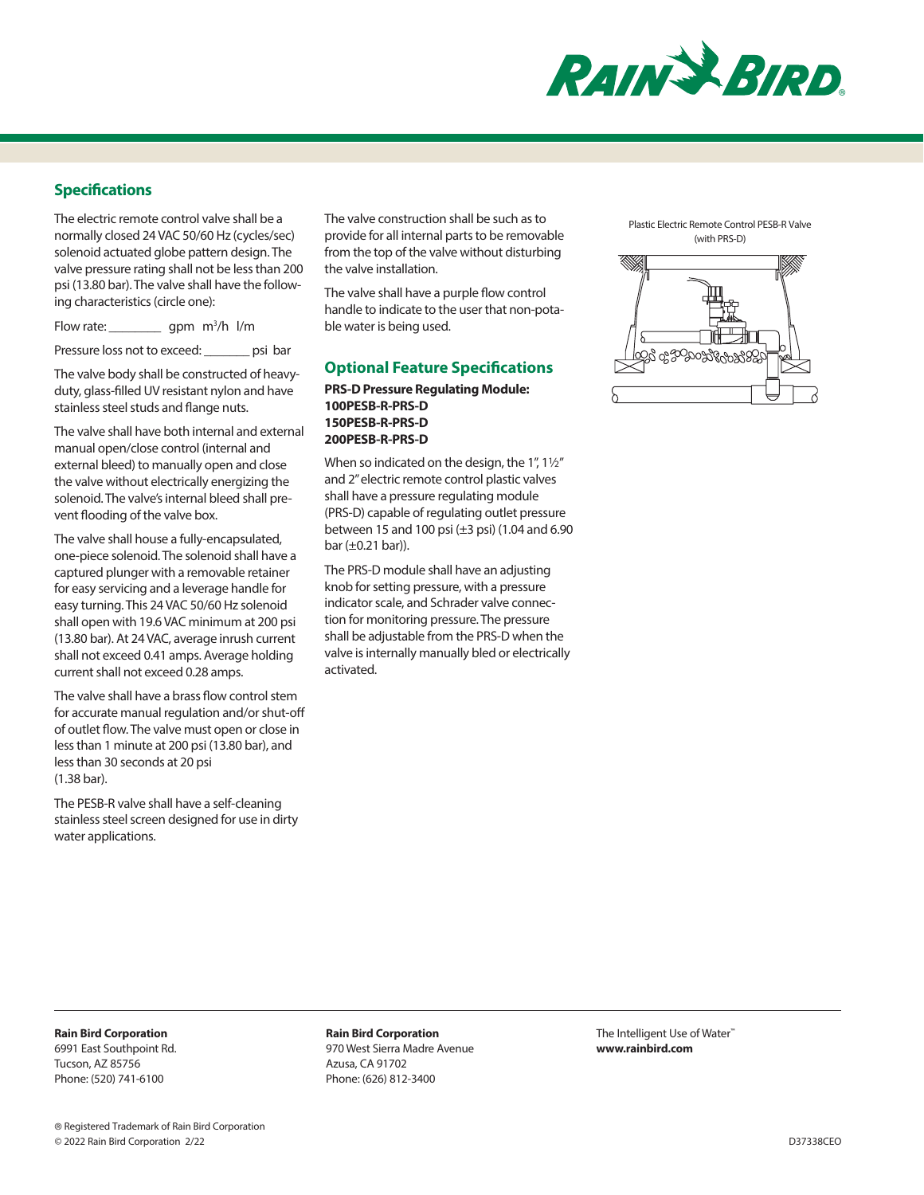## Specifications

The electric remote control valve shall be a normally closed 24 VAC 50/60 Hz (cycles/sec) solenoid actuated globe pattern design. The valve pressure rating shall not be less than 200 psi (13.80 bar). The valve shall have the following characteristics (circle one):

Flow rate: ________ gpm m$^3$/h l/m

Pressure loss not to exceed: _______ psi bar

The valve body shall be constructed of heavy-duty, glass-filled UV resistant nylon and have stainless steel studs and flange nuts.

The valve shall have both internal and external manual open/close control (internal and external bleed) to manually open and close the valve without electrically energizing the solenoid. The valve's internal bleed shall prevent flooding of the valve box.

The valve shall house a fully-encapsulated, one-piece solenoid. The solenoid shall have a captured plunger with a removable retainer for easy servicing and a leverage handle for easy turning. This 24 VAC 50/60 Hz solenoid shall open with 19.6 VAC minimum at 200 psi (13.80 bar). At 24 VAC, average inrush current shall not exceed 0.41 amps. Average holding current shall not exceed 0.28 amps.

The valve shall have a brass flow control stem for accurate manual regulation and/or shut-off of outlet flow. The valve must open or close in less than 1 minute at 200 psi (13.80 bar), and less than 30 seconds at 20 psi (1.38 bar).

The PESB-R valve shall have a self-cleaning stainless steel screen designed for use in dirty water applications.

The valve construction shall be such as to provide for all internal parts to be removable from the top of the valve without disturbing the valve installation.

The valve shall have a purple flow control handle to indicate to the user that non-potable water is being used.

## Optional Feature Specifications

**PRS-D Pressure Regulating Module:**
**100PESB-R-PRS-D**
**150PESB-R-PRS-D**
**200PESB-R-PRS-D**

When so indicated on the design, the 1", 1½" and 2" electric remote control plastic valves shall have a pressure regulating module (PRS-D) capable of regulating outlet pressure between 15 and 100 psi (±3 psi) (1.04 and 6.90 bar (±0.21 bar)).

The PRS-D module shall have an adjusting knob for setting pressure, with a pressure indicator scale, and Schrader valve connection for monitoring pressure. The pressure shall be adjustable from the PRS-D when the valve is internally manually bled or electrically activated.

Plastic Electric Remote Control PESB-R Valve (with PRS-D)

**Rain Bird Corporation**
6991 East Southpoint Rd.
Tucson, AZ 85756
Phone: (520) 741-6100

**Rain Bird Corporation**
970 West Sierra Madre Avenue
Azusa, CA 91702
Phone: (626) 812-3400

The Intelligent Use of Water™
**www.rainbird.com**

® Registered Trademark of Rain Bird Corporation
© 2022 Rain Bird Corporation 2/22

D37338CEO